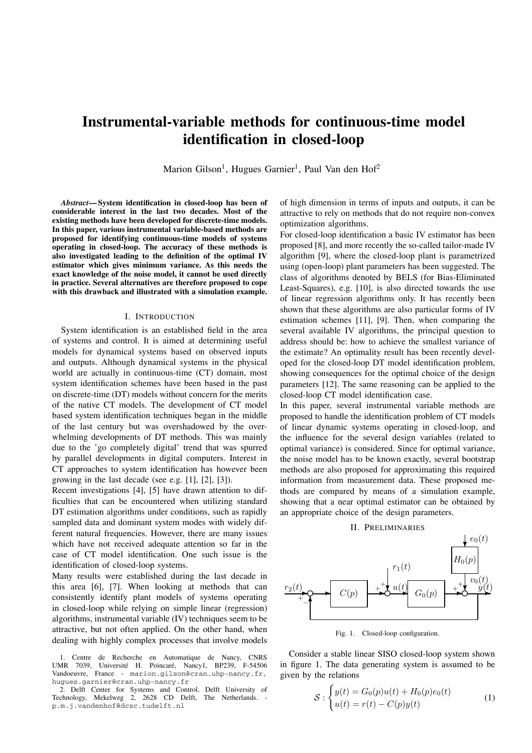# Instrumental-variable methods for continuous-time model identification in closed-loop

Marion Gilson[1], Hugues Garnier[1], Paul Van den Hof[2]

***Abstract*— System identification in closed-loop has been of considerable interest in the last two decades. Most of the existing methods have been developed for discrete-time models. In this paper, various instrumental variable-based methods are proposed for identifying continuous-time models of systems operating in closed-loop. The accuracy of these methods is also investigated leading to the definition of the optimal IV estimator which gives minimum variance. As this needs the exact knowledge of the noise model, it cannot be used directly in practice. Several alternatives are therefore proposed to cope with this drawback and illustrated with a simulation example.**

## I. Introduction

System identification is an established field in the area of systems and control. It is aimed at determining useful models for dynamical systems based on observed inputs and outputs. Although dynamical systems in the physical world are actually in continuous-time (CT) domain, most system identification schemes have been based in the past on discrete-time (DT) models without concern for the merits of the native CT models. The development of CT model based system identification techniques began in the middle of the last century but was overshadowed by the overwhelming developments of DT methods. This was mainly due to the 'go completely digital' trend that was spurred by parallel developments in digital computers. Interest in CT approaches to system identification has however been growing in the last decade (see e.g. [1], [2], [3]).

Recent investigations [4], [5] have drawn attention to difficulties that can be encountered when utilizing standard DT estimation algorithms under conditions, such as rapidly sampled data and dominant system modes with widely different natural frequencies. However, there are many issues which have not received adequate attention so far in the case of CT model identification. One such issue is the identification of closed-loop systems.

Many results were established during the last decade in this area [6], [7]. When looking at methods that can consistently identify plant models of systems operating in closed-loop while relying on simple linear (regression) algorithms, instrumental variable (IV) techniques seem to be attractive, but not often applied. On the other hand, when dealing with highly complex processes that involve models of high dimension in terms of inputs and outputs, it can be attractive to rely on methods that do not require non-convex optimization algorithms.

For closed-loop identification a basic IV estimator has been proposed [8], and more recently the so-called tailor-made IV algorithm [9], where the closed-loop plant is parametrized using (open-loop) plant parameters has been suggested. The class of algorithms denoted by BELS (for Bias-Eliminated Least-Squares), e.g. [10], is also directed towards the use of linear regression algorithms only. It has recently been shown that these algorithms are also particular forms of IV estimation schemes [11], [9]. Then, when comparing the several available IV algorithms, the principal question to address should be: how to achieve the smallest variance of the estimate? An optimality result has been recently developed for the closed-loop DT model identification problem, showing consequences for the optimal choice of the design parameters [12]. The same reasoning can be applied to the closed-loop CT model identification case.

In this paper, several instrumental variable methods are proposed to handle the identification problem of CT models of linear dynamic systems operating in closed-loop, and the influence for the several design variables (related to optimal variance) is considered. Since for optimal variance, the noise model has to be known exactly, several bootstrap methods are also proposed for approximating this required information from measurement data. These proposed methods are compared by means of a simulation example, showing that a near optimal estimator can be obtained by an appropriate choice of the design parameters.

## II. Preliminaries

Fig. 1. Closed-loop configuration.

Consider a stable linear SISO closed-loop system shown in figure 1. The data generating system is assumed to be given by the relations

$$\mathcal{S} : \begin{cases} y(t) = G_0(p)u(t) + H_0(p)e_0(t) \\ u(t) = r(t) - C(p)y(t) \end{cases} \tag{1}$$

1. Centre de Recherche en Automatique de Nancy, CNRS UMR 7039, Université H. Poincaré, Nancy1, BP239, F-54506 Vandoeuvre, France - marion.gilson@cran.uhp-nancy.fr, hugues.garnier@cran.uhp-nancy.fr

2. Delft Center for Systems and Control, Delft University of Technology, Mekelweg 2, 2628 CD Delft, The Netherlands. - p.m.j.vandenhof@dcsc.tudelft.nl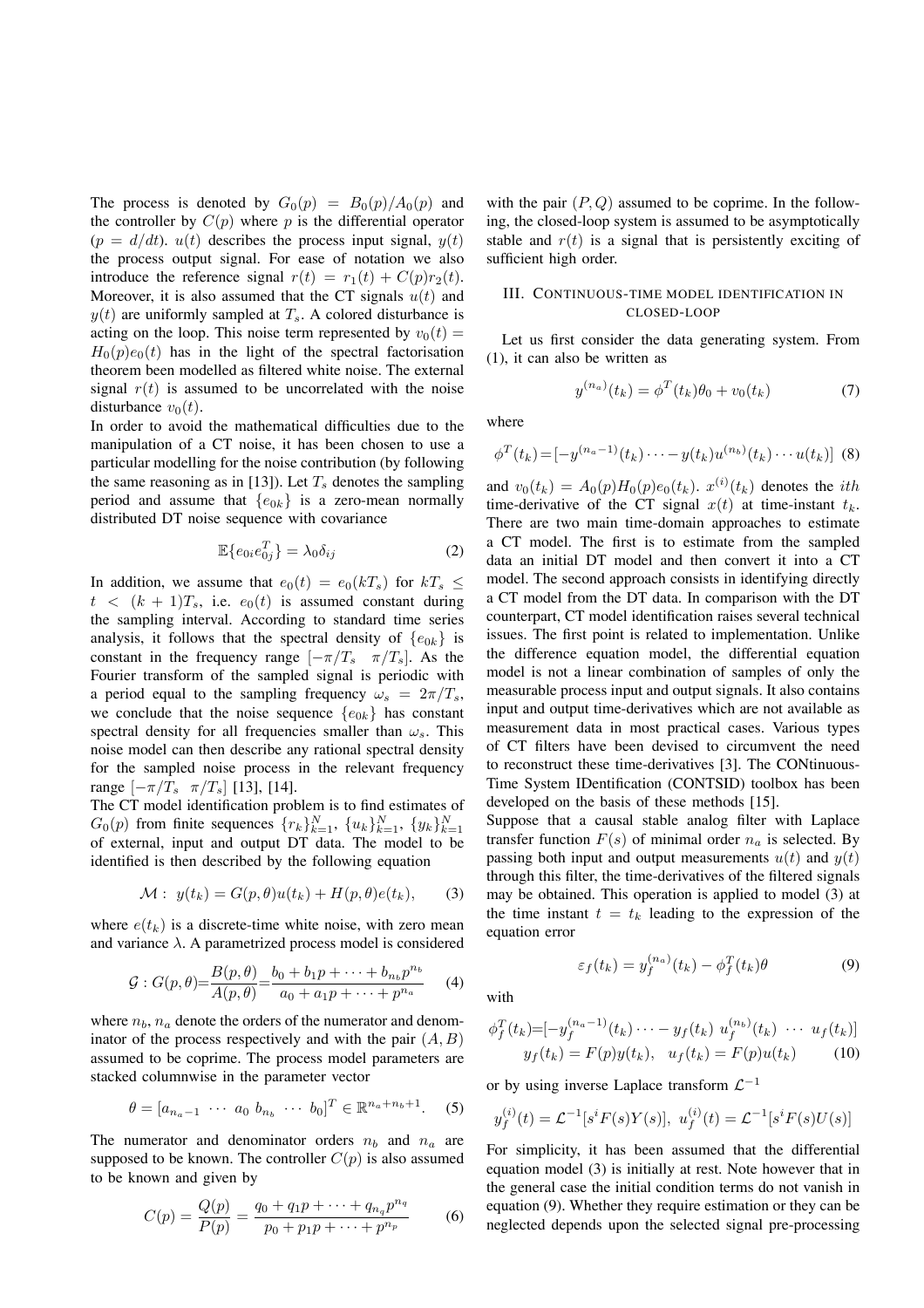The process is denoted by $G_0(p) = B_0(p)/A_0(p)$ and the controller by $C(p)$ where $p$ is the differential operator ($p = d/dt$). $u(t)$ describes the process input signal, $y(t)$ the process output signal. For ease of notation we also introduce the reference signal $r(t) = r_1(t) + C(p)r_2(t)$. Moreover, it is also assumed that the CT signals $u(t)$ and $y(t)$ are uniformly sampled at $T_s$. A colored disturbance is acting on the loop. This noise term represented by $v_0(t) = H_0(p)e_0(t)$ has in the light of the spectral factorisation theorem been modelled as filtered white noise. The external signal $r(t)$ is assumed to be uncorrelated with the noise disturbance $v_0(t)$.

In order to avoid the mathematical difficulties due to the manipulation of a CT noise, it has been chosen to use a particular modelling for the noise contribution (by following the same reasoning as in [13]). Let $T_s$ denotes the sampling period and assume that $\{e_{0k}\}$ is a zero-mean normally distributed DT noise sequence with covariance

$$\mathbb{E}\{e_{0i}e_{0j}^T\} = \lambda_0 \delta_{ij} \tag{2}$$

In addition, we assume that $e_0(t) = e_0(kT_s)$ for $kT_s \leq t < (k+1)T_s$, i.e. $e_0(t)$ is assumed constant during the sampling interval. According to standard time series analysis, it follows that the spectral density of $\{e_{0k}\}$ is constant in the frequency range $[-\pi/T_s \quad \pi/T_s]$. As the Fourier transform of the sampled signal is periodic with a period equal to the sampling frequency $\omega_s = 2\pi/T_s$, we conclude that the noise sequence $\{e_{0k}\}$ has constant spectral density for all frequencies smaller than $\omega_s$. This noise model can then describe any rational spectral density for the sampled noise process in the relevant frequency range $[-\pi/T_s \quad \pi/T_s]$ [13], [14].

The CT model identification problem is to find estimates of $G_0(p)$ from finite sequences $\{r_k\}_{k=1}^N$, $\{u_k\}_{k=1}^N$, $\{y_k\}_{k=1}^N$ of external, input and output DT data. The model to be identified is then described by the following equation

$$\mathcal{M}: \; y(t_k) = G(p, \theta)u(t_k) + H(p, \theta)e(t_k), \tag{3}$$

where $e(t_k)$ is a discrete-time white noise, with zero mean and variance $\lambda$. A parametrized process model is considered

$$\mathcal{G}: G(p, \theta) = \frac{B(p, \theta)}{A(p, \theta)} = \frac{b_0 + b_1 p + \cdots + b_{n_b} p^{n_b}}{a_0 + a_1 p + \cdots + p^{n_a}} \tag{4}$$

where $n_b$, $n_a$ denote the orders of the numerator and denominator of the process respectively and with the pair $(A, B)$ assumed to be coprime. The process model parameters are stacked columnwise in the parameter vector

$$\theta = [a_{n_a - 1} \; \cdots \; a_0 \; b_{n_b} \; \cdots \; b_0]^T \in \mathbb{R}^{n_a + n_b + 1}. \tag{5}$$

The numerator and denominator orders $n_b$ and $n_a$ are supposed to be known. The controller $C(p)$ is also assumed to be known and given by

$$C(p) = \frac{Q(p)}{P(p)} = \frac{q_0 + q_1 p + \cdots + q_{n_q} p^{n_q}}{p_0 + p_1 p + \cdots + p^{n_p}} \tag{6}$$

with the pair $(P, Q)$ assumed to be coprime. In the following, the closed-loop system is assumed to be asymptotically stable and $r(t)$ is a signal that is persistently exciting of sufficient high order.

## III. Continuous-time model identification in closed-loop

Let us first consider the data generating system. From (1), it can also be written as

$$y^{(n_a)}(t_k) = \phi^T(t_k)\theta_0 + v_0(t_k) \tag{7}$$

where

$$\phi^T(t_k) = [-y^{(n_a - 1)}(t_k) \cdots - y(t_k) u^{(n_b)}(t_k) \cdots u(t_k)] \tag{8}$$

and $v_0(t_k) = A_0(p)H_0(p)e_0(t_k)$. $x^{(i)}(t_k)$ denotes the $ith$ time-derivative of the CT signal $x(t)$ at time-instant $t_k$. There are two main time-domain approaches to estimate a CT model. The first is to estimate from the sampled data an initial DT model and then convert it into a CT model. The second approach consists in identifying directly a CT model from the DT data. In comparison with the DT counterpart, CT model identification raises several technical issues. The first point is related to implementation. Unlike the difference equation model, the differential equation model is not a linear combination of samples of only the measurable process input and output signals. It also contains input and output time-derivatives which are not available as measurement data in most practical cases. Various types of CT filters have been devised to circumvent the need to reconstruct these time-derivatives [3]. The CONtinuous-Time System IDentification (CONTSID) toolbox has been developed on the basis of these methods [15].

Suppose that a causal stable analog filter with Laplace transfer function $F(s)$ of minimal order $n_a$ is selected. By passing both input and output measurements $u(t)$ and $y(t)$ through this filter, the time-derivatives of the filtered signals may be obtained. This operation is applied to model (3) at the time instant $t = t_k$ leading to the expression of the equation error

$$\varepsilon_f(t_k) = y_f^{(n_a)}(t_k) - \phi_f^T(t_k)\theta \tag{9}$$

with

$$\phi_f^T(t_k) = [-y_f^{(n_a - 1)}(t_k) \cdots - y_f(t_k) \; u_f^{(n_b)}(t_k) \; \cdots \; u_f(t_k)]$$
$$y_f(t_k) = F(p)y(t_k), \quad u_f(t_k) = F(p)u(t_k) \tag{10}$$

or by using inverse Laplace transform $\mathcal{L}^{-1}$

$$y_f^{(i)}(t) = \mathcal{L}^{-1}[s^i F(s)Y(s)], \; u_f^{(i)}(t) = \mathcal{L}^{-1}[s^i F(s)U(s)]$$

For simplicity, it has been assumed that the differential equation model (3) is initially at rest. Note however that in the general case the initial condition terms do not vanish in equation (9). Whether they require estimation or they can be neglected depends upon the selected signal pre-processing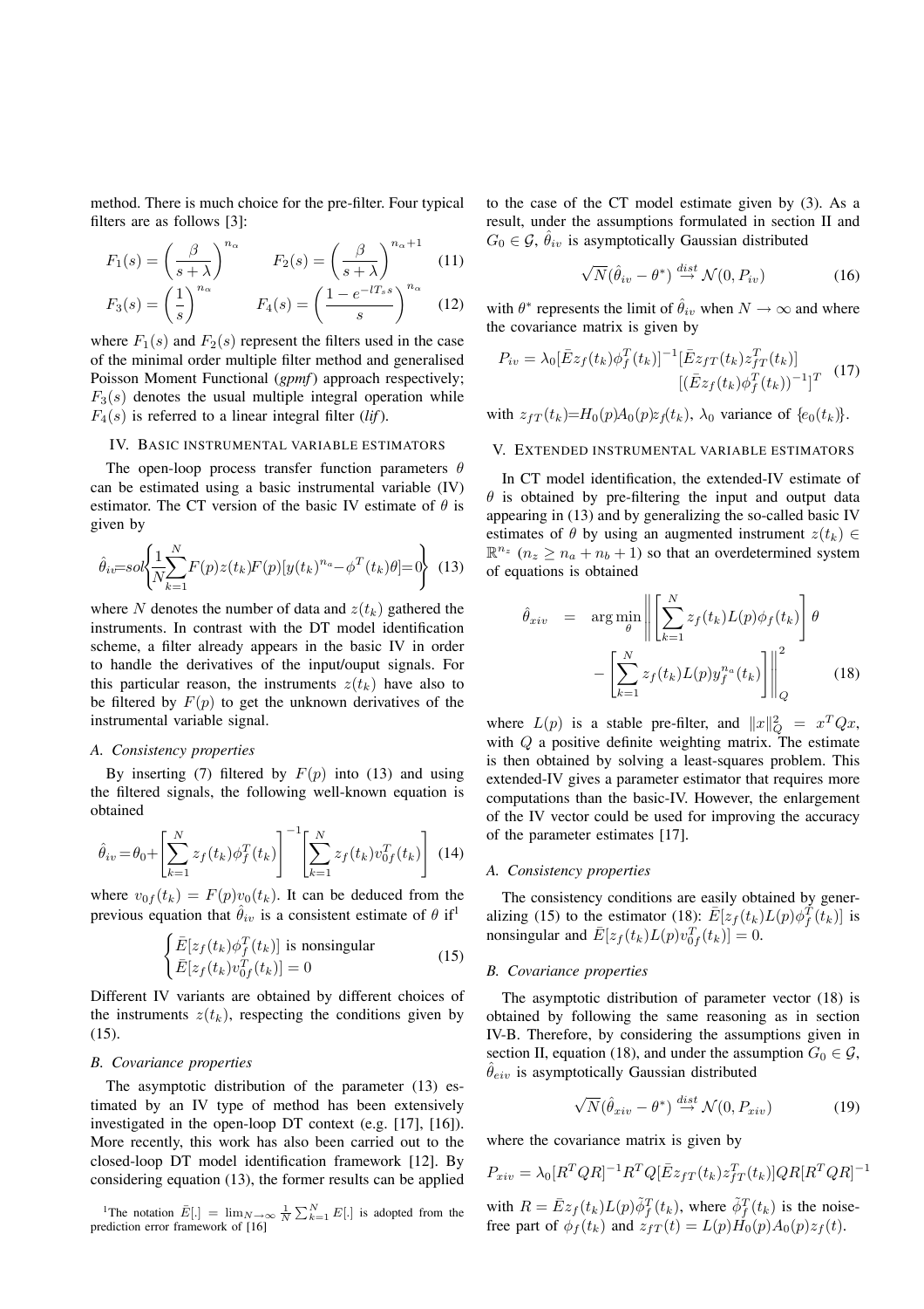method. There is much choice for the pre-filter. Four typical filters are as follows [3]:

$$F_1(s) = \left(\frac{\beta}{s+\lambda}\right)^{n_\alpha} \qquad F_2(s) = \left(\frac{\beta}{s+\lambda}\right)^{n_\alpha+1} \quad (11)$$

$$F_3(s) = \left(\frac{1}{s}\right)^{n_\alpha} \qquad F_4(s) = \left(\frac{1-e^{-lT_s s}}{s}\right)^{n_\alpha} \quad (12)$$

where $F_1(s)$ and $F_2(s)$ represent the filters used in the case of the minimal order multiple filter method and generalised Poisson Moment Functional (*gpmf*) approach respectively; $F_3(s)$ denotes the usual multiple integral operation while $F_4(s)$ is referred to a linear integral filter (*lif*).

## IV. Basic instrumental variable estimators

The open-loop process transfer function parameters $\theta$ can be estimated using a basic instrumental variable (IV) estimator. The CT version of the basic IV estimate of $\theta$ is given by

$$\hat{\theta}_{iv} = sol\left\{\frac{1}{N}\sum_{k=1}^{N} F(p)z(t_k)F(p)[y(t_k)^{n_a} - \phi^T(t_k)\theta] = 0\right\} \quad (13)$$

where $N$ denotes the number of data and $z(t_k)$ gathered the instruments. In contrast with the DT model identification scheme, a filter already appears in the basic IV in order to handle the derivatives of the input/ouput signals. For this particular reason, the instruments $z(t_k)$ have also to be filtered by $F(p)$ to get the unknown derivatives of the instrumental variable signal.

### A. Consistency properties

By inserting (7) filtered by $F(p)$ into (13) and using the filtered signals, the following well-known equation is obtained

$$\hat{\theta}_{iv} = \theta_0 + \left[\sum_{k=1}^{N} z_f(t_k)\phi_f^T(t_k)\right]^{-1}\left[\sum_{k=1}^{N} z_f(t_k)v_{0f}^T(t_k)\right] \quad (14)$$

where $v_{0f}(t_k) = F(p)v_0(t_k)$. It can be deduced from the previous equation that $\hat{\theta}_{iv}$ is a consistent estimate of $\theta$ if[1]

$$\begin{cases} \bar{E}[z_f(t_k)\phi_f^T(t_k)] \text{ is nonsingular} \\ \bar{E}[z_f(t_k)v_{0f}^T(t_k)] = 0 \end{cases} \quad (15)$$

Different IV variants are obtained by different choices of the instruments $z(t_k)$, respecting the conditions given by (15).

### B. Covariance properties

The asymptotic distribution of the parameter (13) estimated by an IV type of method has been extensively investigated in the open-loop DT context (e.g. [17], [16]). More recently, this work has also been carried out to the closed-loop DT model identification framework [12]. By considering equation (13), the former results can be applied to the case of the CT model estimate given by (3). As a result, under the assumptions formulated in section II and $G_0 \in \mathcal{G}$, $\hat{\theta}_{iv}$ is asymptotically Gaussian distributed

$$\sqrt{N}(\hat{\theta}_{iv} - \theta^*) \overset{dist}{\rightarrow} \mathcal{N}(0, P_{iv}) \quad (16)$$

with $\theta^*$ represents the limit of $\hat{\theta}_{iv}$ when $N \rightarrow \infty$ and where the covariance matrix is given by

$$P_{iv} = \lambda_0[\bar{E}z_f(t_k)\phi_f^T(t_k)]^{-1}[\bar{E}z_{fT}(t_k)z_{fT}^T(t_k)] [(\bar{E}z_f(t_k)\phi_f^T(t_k))^{-1}]^T \quad (17)$$

with $z_{fT}(t_k) = H_0(p)A_0(p)z_f(t_k)$, $\lambda_0$ variance of $\{e_0(t_k)\}$.

## V. Extended instrumental variable estimators

In CT model identification, the extended-IV estimate of $\theta$ is obtained by pre-filtering the input and output data appearing in (13) and by generalizing the so-called basic IV estimates of $\theta$ by using an augmented instrument $z(t_k) \in \mathbb{R}^{n_z}$ ($n_z \geq n_a + n_b + 1$) so that an overdetermined system of equations is obtained

$$\hat{\theta}_{xiv} = \arg\min_\theta \left\| \left[\sum_{k=1}^{N} z_f(t_k)L(p)\phi_f(t_k)\right]\theta - \left[\sum_{k=1}^{N} z_f(t_k)L(p)y_f^{n_a}(t_k)\right] \right\|_Q^2 \quad (18)$$

where $L(p)$ is a stable pre-filter, and $\|x\|_Q^2 = x^T Q x$, with $Q$ a positive definite weighting matrix. The estimate is then obtained by solving a least-squares problem. This extended-IV gives a parameter estimator that requires more computations than the basic-IV. However, the enlargement of the IV vector could be used for improving the accuracy of the parameter estimates [17].

### A. Consistency properties

The consistency conditions are easily obtained by generalizing (15) to the estimator (18): $\bar{E}[z_f(t_k)L(p)\phi_f^T(t_k)]$ is nonsingular and $\bar{E}[z_f(t_k)L(p)v_{0f}^T(t_k)] = 0$.

### B. Covariance properties

The asymptotic distribution of parameter vector (18) is obtained by following the same reasoning as in section IV-B. Therefore, by considering the assumptions given in section II, equation (18), and under the assumption $G_0 \in \mathcal{G}$, $\hat{\theta}_{eiv}$ is asymptotically Gaussian distributed

$$\sqrt{N}(\hat{\theta}_{xiv} - \theta^*) \overset{dist}{\rightarrow} \mathcal{N}(0, P_{xiv}) \quad (19)$$

where the covariance matrix is given by

$$P_{xiv} = \lambda_0[R^TQR]^{-1}R^TQ[\bar{E}z_{fT}(t_k)z_{fT}^T(t_k)]QR[R^TQR]^{-1}$$

with $R = \bar{E}z_f(t_k)L(p)\tilde{\phi}_f^T(t_k)$, where $\tilde{\phi}_f^T(t_k)$ is the noise-free part of $\phi_f(t_k)$ and $z_{fT}(t) = L(p)H_0(p)A_0(p)z_f(t)$.

[1] The notation $\bar{E}[.] = \lim_{N\rightarrow\infty}\frac{1}{N}\sum_{k=1}^{N}E[.]$ is adopted from the prediction error framework of [16]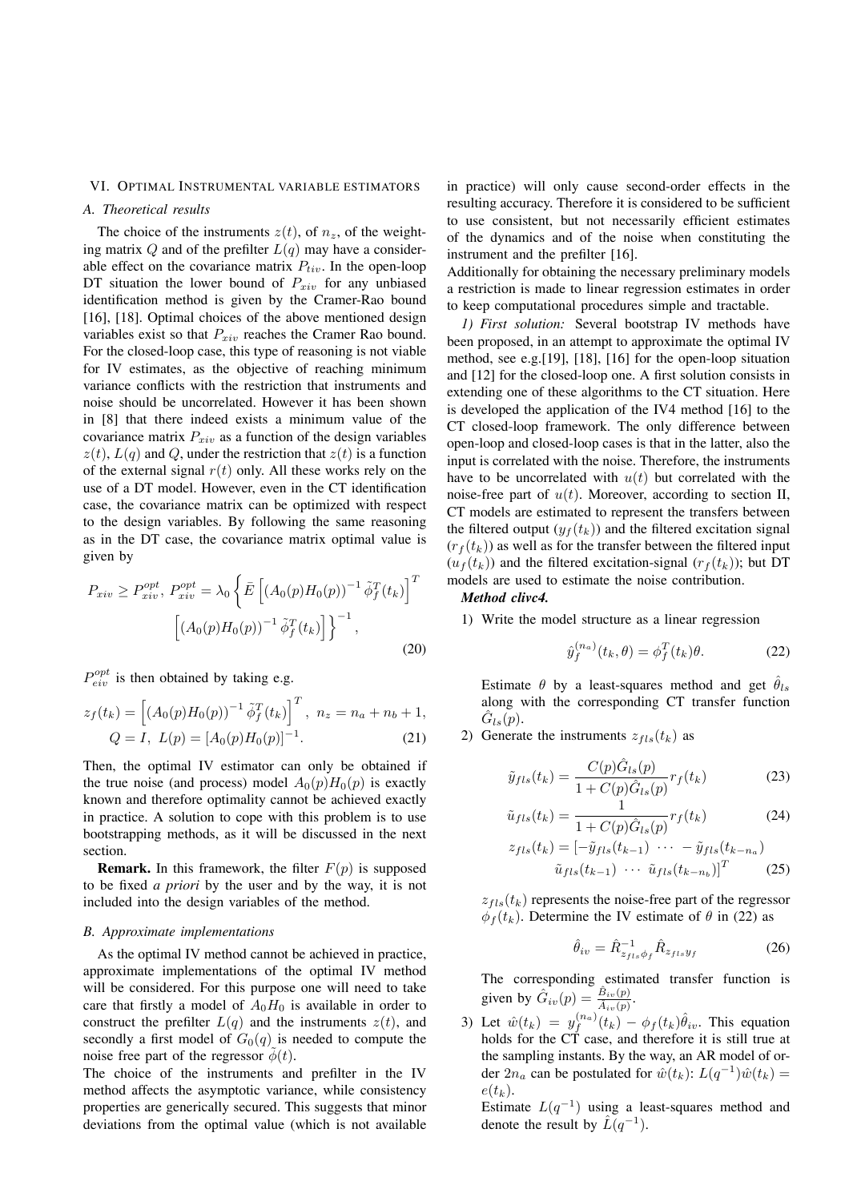## VI. Optimal Instrumental variable estimators

### A. Theoretical results

The choice of the instruments $z(t)$, of $n_z$, of the weighting matrix $Q$ and of the prefilter $L(q)$ may have a considerable effect on the covariance matrix $P_{tiv}$. In the open-loop DT situation the lower bound of $P_{xiv}$ for any unbiased identification method is given by the Cramer-Rao bound [16], [18]. Optimal choices of the above mentioned design variables exist so that $P_{xiv}$ reaches the Cramer Rao bound. For the closed-loop case, this type of reasoning is not viable for IV estimates, as the objective of reaching minimum variance conflicts with the restriction that instruments and noise should be uncorrelated. However it has been shown in [8] that there indeed exists a minimum value of the covariance matrix $P_{xiv}$ as a function of the design variables $z(t)$, $L(q)$ and $Q$, under the restriction that $z(t)$ is a function of the external signal $r(t)$ only. All these works rely on the use of a DT model. However, even in the CT identification case, the covariance matrix can be optimized with respect to the design variables. By following the same reasoning as in the DT case, the covariance matrix optimal value is given by

$$P_{xiv} \geq P_{xiv}^{opt},\ P_{xiv}^{opt} = \lambda_0 \left\{ \bar{E}\left[ (A_0(p)H_0(p))^{-1}\, \tilde{\phi}_f^T(t_k) \right]^T \left[ (A_0(p)H_0(p))^{-1}\, \tilde{\phi}_f^T(t_k) \right] \right\}^{-1}, \tag{20}$$

$P_{eiv}^{opt}$ is then obtained by taking e.g.

$$z_f(t_k) = \left[ (A_0(p)H_0(p))^{-1}\, \tilde{\phi}_f^T(t_k) \right]^T,\ n_z = n_a + n_b + 1,$$
$$Q = I,\ L(p) = [A_0(p)H_0(p)]^{-1}. \tag{21}$$

Then, the optimal IV estimator can only be obtained if the true noise (and process) model $A_0(p)H_0(p)$ is exactly known and therefore optimality cannot be achieved exactly in practice. A solution to cope with this problem is to use bootstrapping methods, as it will be discussed in the next section.

**Remark.** In this framework, the filter $F(p)$ is supposed to be fixed *a priori* by the user and by the way, it is not included into the design variables of the method.

### B. Approximate implementations

As the optimal IV method cannot be achieved in practice, approximate implementations of the optimal IV method will be considered. For this purpose one will need to take care that firstly a model of $A_0H_0$ is available in order to construct the prefilter $L(q)$ and the instruments $z(t)$, and secondly a first model of $G_0(q)$ is needed to compute the noise free part of the regressor $\tilde{\phi}(t)$.

The choice of the instruments and prefilter in the IV method affects the asymptotic variance, while consistency properties are generically secured. This suggests that minor deviations from the optimal value (which is not available in practice) will only cause second-order effects in the resulting accuracy. Therefore it is considered to be sufficient to use consistent, but not necessarily efficient estimates of the dynamics and of the noise when constituting the instrument and the prefilter [16].

Additionally for obtaining the necessary preliminary models a restriction is made to linear regression estimates in order to keep computational procedures simple and tractable.

*1) First solution:* Several bootstrap IV methods have been proposed, in an attempt to approximate the optimal IV method, see e.g.[19], [18], [16] for the open-loop situation and [12] for the closed-loop one. A first solution consists in extending one of these algorithms to the CT situation. Here is developed the application of the IV4 method [16] to the CT closed-loop framework. The only difference between open-loop and closed-loop cases is that in the latter, also the input is correlated with the noise. Therefore, the instruments have to be uncorrelated with $u(t)$ but correlated with the noise-free part of $u(t)$. Moreover, according to section II, CT models are estimated to represent the transfers between the filtered output ($y_f(t_k)$) and the filtered excitation signal ($r_f(t_k)$) as well as for the transfer between the filtered input ($u_f(t_k)$) and the filtered excitation-signal ($r_f(t_k)$); but DT models are used to estimate the noise contribution.

***Method clivc4.***

1) Write the model structure as a linear regression

$$\hat{y}_f^{(n_a)}(t_k, \theta) = \phi_f^T(t_k)\theta. \tag{22}$$

Estimate $\theta$ by a least-squares method and get $\hat{\theta}_{ls}$ along with the corresponding CT transfer function $\hat{G}_{ls}(p)$.

2) Generate the instruments $z_{fls}(t_k)$ as

$$\tilde{y}_{fls}(t_k) = \frac{C(p)\hat{G}_{ls}(p)}{1 + C(p)\hat{G}_{ls}(p)} r_f(t_k) \tag{23}$$

$$\tilde{u}_{fls}(t_k) = \frac{1}{1 + C(p)\hat{G}_{ls}(p)} r_f(t_k) \tag{24}$$

$$z_{fls}(t_k) = [-\tilde{y}_{fls}(t_{k-1})\ \cdots\ -\tilde{y}_{fls}(t_{k-n_a})\ \ \tilde{u}_{fls}(t_{k-1})\ \cdots\ \tilde{u}_{fls}(t_{k-n_b})]^T \tag{25}$$

$z_{fls}(t_k)$ represents the noise-free part of the regressor $\phi_f(t_k)$. Determine the IV estimate of $\theta$ in (22) as

$$\hat{\theta}_{iv} = \hat{R}_{z_{fls}\phi_f}^{-1} \hat{R}_{z_{fls}y_f} \tag{26}$$

The corresponding estimated transfer function is given by $\hat{G}_{iv}(p) = \frac{\hat{B}_{iv}(p)}{\hat{A}_{iv}(p)}$.

3) Let $\hat{w}(t_k) = y_f^{(n_a)}(t_k) - \phi_f(t_k)\hat{\theta}_{iv}$. This equation holds for the CT case, and therefore it is still true at the sampling instants. By the way, an AR model of order $2n_a$ can be postulated for $\hat{w}(t_k)$: $L(q^{-1})\hat{w}(t_k) = e(t_k)$.

Estimate $L(q^{-1})$ using a least-squares method and denote the result by $\hat{L}(q^{-1})$.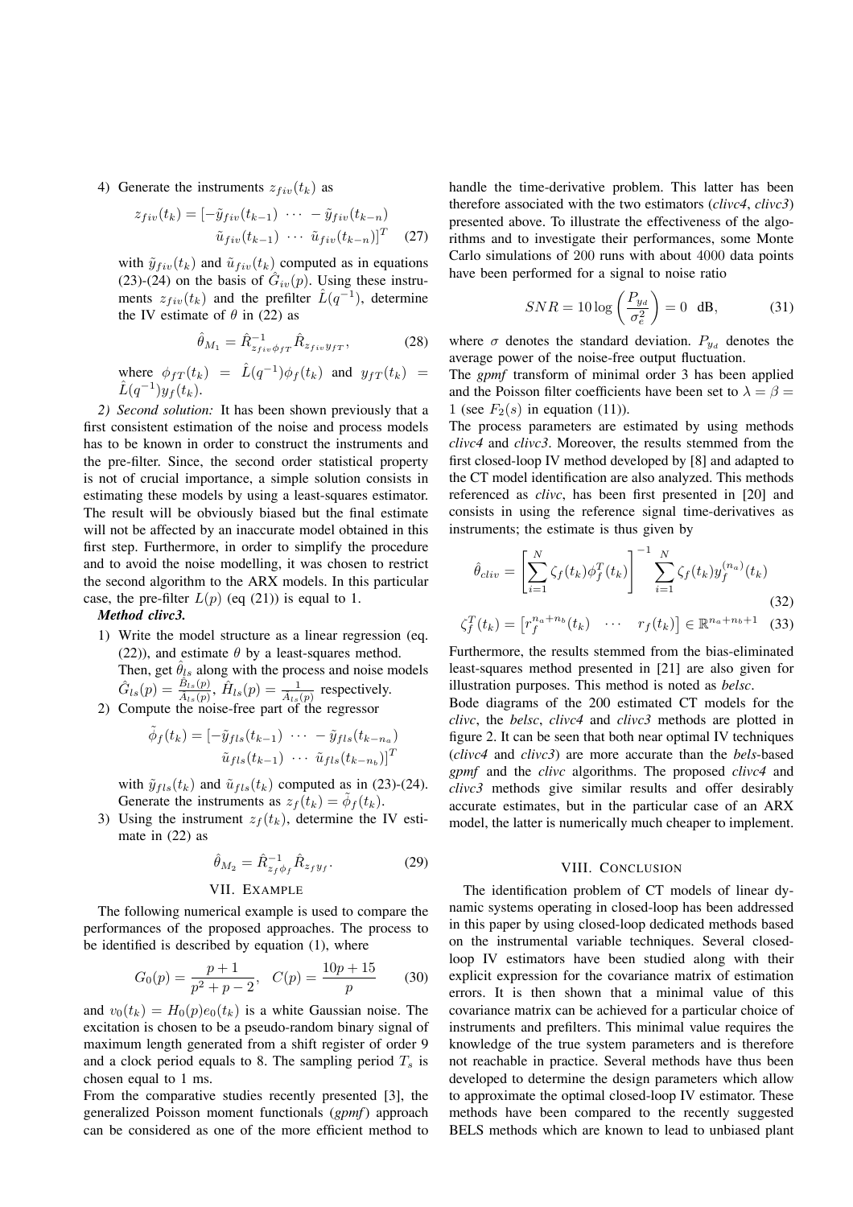4) Generate the instruments $z_{fiv}(t_k)$ as

$$z_{fiv}(t_k) = [-\tilde{y}_{fiv}(t_{k-1}) \ \cdots \ -\tilde{y}_{fiv}(t_{k-n}) \\ \tilde{u}_{fiv}(t_{k-1}) \ \cdots \ \tilde{u}_{fiv}(t_{k-n})]^T \quad (27)$$

with $\tilde{y}_{fiv}(t_k)$ and $\tilde{u}_{fiv}(t_k)$ computed as in equations (23)-(24) on the basis of $\hat{G}_{iv}(p)$. Using these instruments $z_{fiv}(t_k)$ and the prefilter $\hat{L}(q^{-1})$, determine the IV estimate of $\theta$ in (22) as

$$\hat{\theta}_{M_1} = \hat{R}^{-1}_{z_{fiv}\phi_{fT}} \hat{R}_{z_{fiv}y_{fT}}, \quad (28)$$

where $\phi_{fT}(t_k) = \hat{L}(q^{-1})\phi_f(t_k)$ and $y_{fT}(t_k) = \hat{L}(q^{-1})y_f(t_k)$.

*2) Second solution:* It has been shown previously that a first consistent estimation of the noise and process models has to be known in order to construct the instruments and the pre-filter. Since, the second order statistical property is not of crucial importance, a simple solution consists in estimating these models by using a least-squares estimator. The result will be obviously biased but the final estimate will not be affected by an inaccurate model obtained in this first step. Furthermore, in order to simplify the procedure and to avoid the noise modelling, it was chosen to restrict the second algorithm to the ARX models. In this particular case, the pre-filter $L(p)$ (eq (21)) is equal to 1.

***Method clivc3.***

1) Write the model structure as a linear regression (eq. (22)), and estimate $\theta$ by a least-squares method. Then, get $\hat{\theta}_{ls}$ along with the process and noise models $\hat{G}_{ls}(p) = \frac{\hat{B}_{ls}(p)}{\hat{A}_{ls}(p)}$, $\hat{H}_{ls}(p) = \frac{1}{\hat{A}_{ls}(p)}$ respectively.
2) Compute the noise-free part of the regressor

$$\tilde{\phi}_f(t_k) = [-\tilde{y}_{fls}(t_{k-1}) \ \cdots \ -\tilde{y}_{fls}(t_{k-n_a}) \\ \tilde{u}_{fls}(t_{k-1}) \ \cdots \ \tilde{u}_{fls}(t_{k-n_b})]^T$$

with $\tilde{y}_{fls}(t_k)$ and $\tilde{u}_{fls}(t_k)$ computed as in (23)-(24). Generate the instruments as $z_f(t_k) = \tilde{\phi}_f(t_k)$.
3) Using the instrument $z_f(t_k)$, determine the IV estimate in (22) as

$$\hat{\theta}_{M_2} = \hat{R}^{-1}_{z_f\phi_f} \hat{R}_{z_f y_f}. \quad (29)$$

## VII. Example

The following numerical example is used to compare the performances of the proposed approaches. The process to be identified is described by equation (1), where

$$G_0(p) = \frac{p+1}{p^2+p-2}, \quad C(p) = \frac{10p+15}{p} \quad (30)$$

and $v_0(t_k) = H_0(p)e_0(t_k)$ is a white Gaussian noise. The excitation is chosen to be a pseudo-random binary signal of maximum length generated from a shift register of order 9 and a clock period equals to 8. The sampling period $T_s$ is chosen equal to 1 ms.

From the comparative studies recently presented [3], the generalized Poisson moment functionals (*gpmf*) approach can be considered as one of the more efficient method to handle the time-derivative problem. This latter has been therefore associated with the two estimators (*clivc4*, *clivc3*) presented above. To illustrate the effectiveness of the algorithms and to investigate their performances, some Monte Carlo simulations of 200 runs with about 4000 data points have been performed for a signal to noise ratio

$$SNR = 10\log\left(\frac{P_{y_d}}{\sigma_e^2}\right) = 0 \ \text{ dB}, \quad (31)$$

where $\sigma$ denotes the standard deviation. $P_{y_d}$ denotes the average power of the noise-free output fluctuation.

The *gpmf* transform of minimal order 3 has been applied and the Poisson filter coefficients have been set to $\lambda = \beta = 1$ (see $F_2(s)$ in equation (11)).

The process parameters are estimated by using methods *clivc4* and *clivc3*. Moreover, the results stemmed from the first closed-loop IV method developed by [8] and adapted to the CT model identification are also analyzed. This methods referenced as *clivc*, has been first presented in [20] and consists in using the reference signal time-derivatives as instruments; the estimate is thus given by

$$\hat{\theta}_{cliv} = \left[\sum_{i=1}^{N} \zeta_f(t_k)\phi_f^T(t_k)\right]^{-1} \sum_{i=1}^{N} \zeta_f(t_k) y_f^{(n_a)}(t_k) \quad (32)$$

$$\zeta_f^T(t_k) = \begin{bmatrix} r_f^{n_a+n_b}(t_k) & \cdots & r_f(t_k) \end{bmatrix} \in \mathbb{R}^{n_a+n_b+1} \quad (33)$$

Furthermore, the results stemmed from the bias-eliminated least-squares method presented in [21] are also given for illustration purposes. This method is noted as *belsc*.

Bode diagrams of the 200 estimated CT models for the *clivc*, the *belsc*, *clivc4* and *clivc3* methods are plotted in figure 2. It can be seen that both near optimal IV techniques (*clivc4* and *clivc3*) are more accurate than the *bels*-based *gpmf* and the *clivc* algorithms. The proposed *clivc4* and *clivc3* methods give similar results and offer desirably accurate estimates, but in the particular case of an ARX model, the latter is numerically much cheaper to implement.

## VIII. Conclusion

The identification problem of CT models of linear dynamic systems operating in closed-loop has been addressed in this paper by using closed-loop dedicated methods based on the instrumental variable techniques. Several closed-loop IV estimators have been studied along with their explicit expression for the covariance matrix of estimation errors. It is then shown that a minimal value of this covariance matrix can be achieved for a particular choice of instruments and prefilters. This minimal value requires the knowledge of the true system parameters and is therefore not reachable in practice. Several methods have thus been developed to determine the design parameters which allow to approximate the optimal closed-loop IV estimator. These methods have been compared to the recently suggested BELS methods which are known to lead to unbiased plant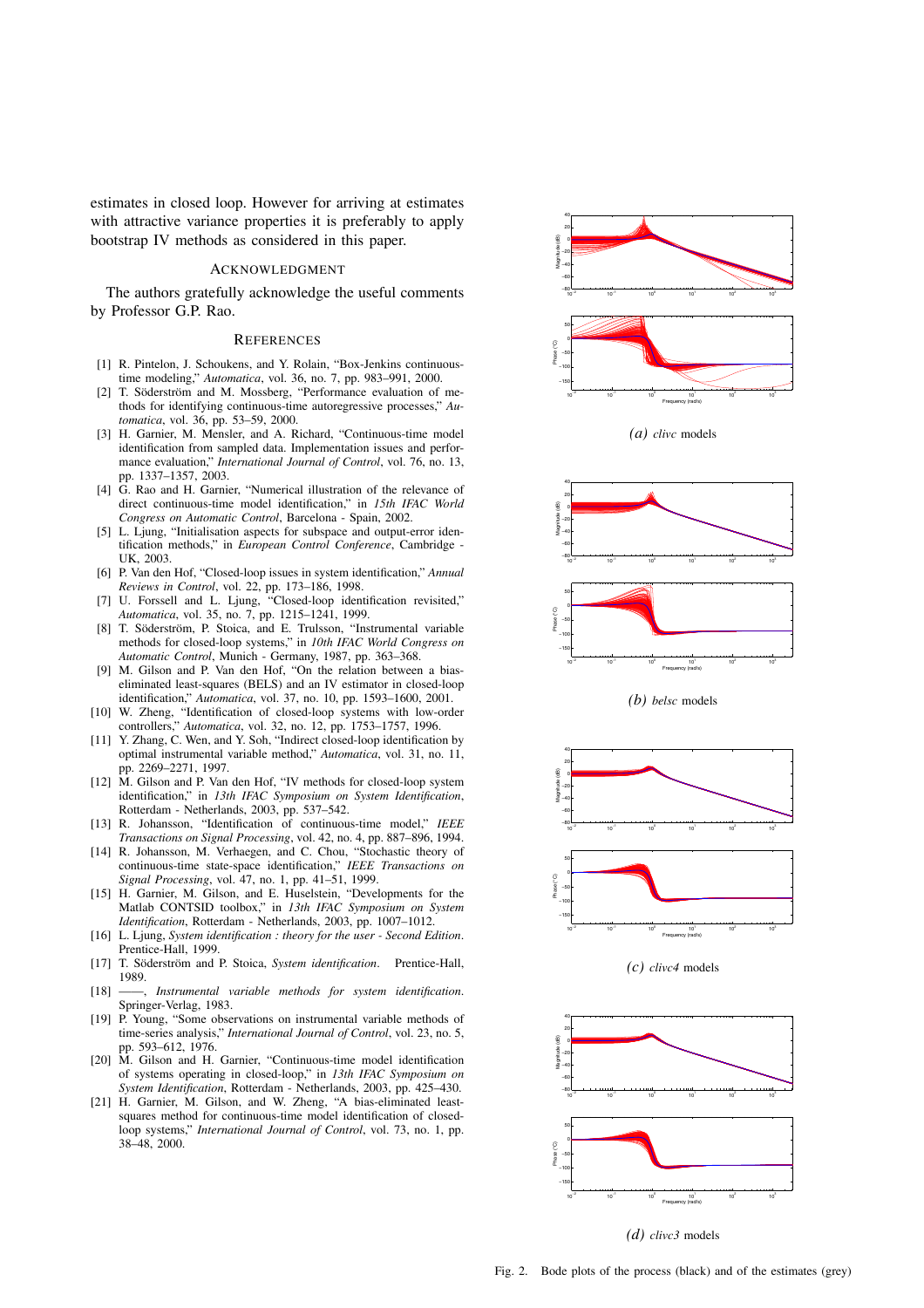estimates in closed loop. However for arriving at estimates with attractive variance properties it is preferably to apply bootstrap IV methods as considered in this paper.

## Acknowledgment

The authors gratefully acknowledge the useful comments by Professor G.P. Rao.

## References

[1] R. Pintelon, J. Schoukens, and Y. Rolain, "Box-Jenkins continuous-time modeling," *Automatica*, vol. 36, no. 7, pp. 983–991, 2000.

[2] T. Söderström and M. Mossberg, "Performance evaluation of methods for identifying continuous-time autoregressive processes," *Automatica*, vol. 36, pp. 53–59, 2000.

[3] H. Garnier, M. Mensler, and A. Richard, "Continuous-time model identification from sampled data. Implementation issues and performance evaluation," *International Journal of Control*, vol. 76, no. 13, pp. 1337–1357, 2003.

[4] G. Rao and H. Garnier, "Numerical illustration of the relevance of direct continuous-time model identification," in *15th IFAC World Congress on Automatic Control*, Barcelona - Spain, 2002.

[5] L. Ljung, "Initialisation aspects for subspace and output-error identification methods," in *European Control Conference*, Cambridge - UK, 2003.

[6] P. Van den Hof, "Closed-loop issues in system identification," *Annual Reviews in Control*, vol. 22, pp. 173–186, 1998.

[7] U. Forssell and L. Ljung, "Closed-loop identification revisited," *Automatica*, vol. 35, no. 7, pp. 1215–1241, 1999.

[8] T. Söderström, P. Stoica, and E. Trulsson, "Instrumental variable methods for closed-loop systems," in *10th IFAC World Congress on Automatic Control*, Munich - Germany, 1987, pp. 363–368.

[9] M. Gilson and P. Van den Hof, "On the relation between a bias-eliminated least-squares (BELS) and an IV estimator in closed-loop identification," *Automatica*, vol. 37, no. 10, pp. 1593–1600, 2001.

[10] W. Zheng, "Identification of closed-loop systems with low-order controllers," *Automatica*, vol. 32, no. 12, pp. 1753–1757, 1996.

[11] Y. Zhang, C. Wen, and Y. Soh, "Indirect closed-loop identification by optimal instrumental variable method," *Automatica*, vol. 31, no. 11, pp. 2269–2271, 1997.

[12] M. Gilson and P. Van den Hof, "IV methods for closed-loop system identification," in *13th IFAC Symposium on System Identification*, Rotterdam - Netherlands, 2003, pp. 537–542.

[13] R. Johansson, "Identification of continuous-time model," *IEEE Transactions on Signal Processing*, vol. 42, no. 4, pp. 887–896, 1994.

[14] R. Johansson, M. Verhaegen, and C. Chou, "Stochastic theory of continuous-time state-space identification," *IEEE Transactions on Signal Processing*, vol. 47, no. 1, pp. 41–51, 1999.

[15] H. Garnier, M. Gilson, and E. Huselstein, "Developments for the Matlab CONTSID toolbox," in *13th IFAC Symposium on System Identification*, Rotterdam - Netherlands, 2003, pp. 1007–1012.

[16] L. Ljung, *System identification : theory for the user - Second Edition*. Prentice-Hall, 1999.

[17] T. Söderström and P. Stoica, *System identification*. Prentice-Hall, 1989.

[18] ——, *Instrumental variable methods for system identification*. Springer-Verlag, 1983.

[19] P. Young, "Some observations on instrumental variable methods of time-series analysis," *International Journal of Control*, vol. 23, no. 5, pp. 593–612, 1976.

[20] M. Gilson and H. Garnier, "Continuous-time model identification of systems operating in closed-loop," in *13th IFAC Symposium on System Identification*, Rotterdam - Netherlands, 2003, pp. 425–430.

[21] H. Garnier, M. Gilson, and W. Zheng, "A bias-eliminated least-squares method for continuous-time model identification of closed-loop systems," *International Journal of Control*, vol. 73, no. 1, pp. 38–48, 2000.

Magnitude (dB)
Phase (°C)
Frequency (rad/s)

*(a) clivc* models

Magnitude (dB)
Phase (°C)
Frequency (rad/s)

*(b) belsc* models

Magnitude (dB)
Phase (°C)
Frequency (rad/s)

*(c) clivc4* models

Magnitude (dB)
Phase (°C)
Frequency (rad/s)

*(d) clivc3* models

Fig. 2. Bode plots of the process (black) and of the estimates (grey)